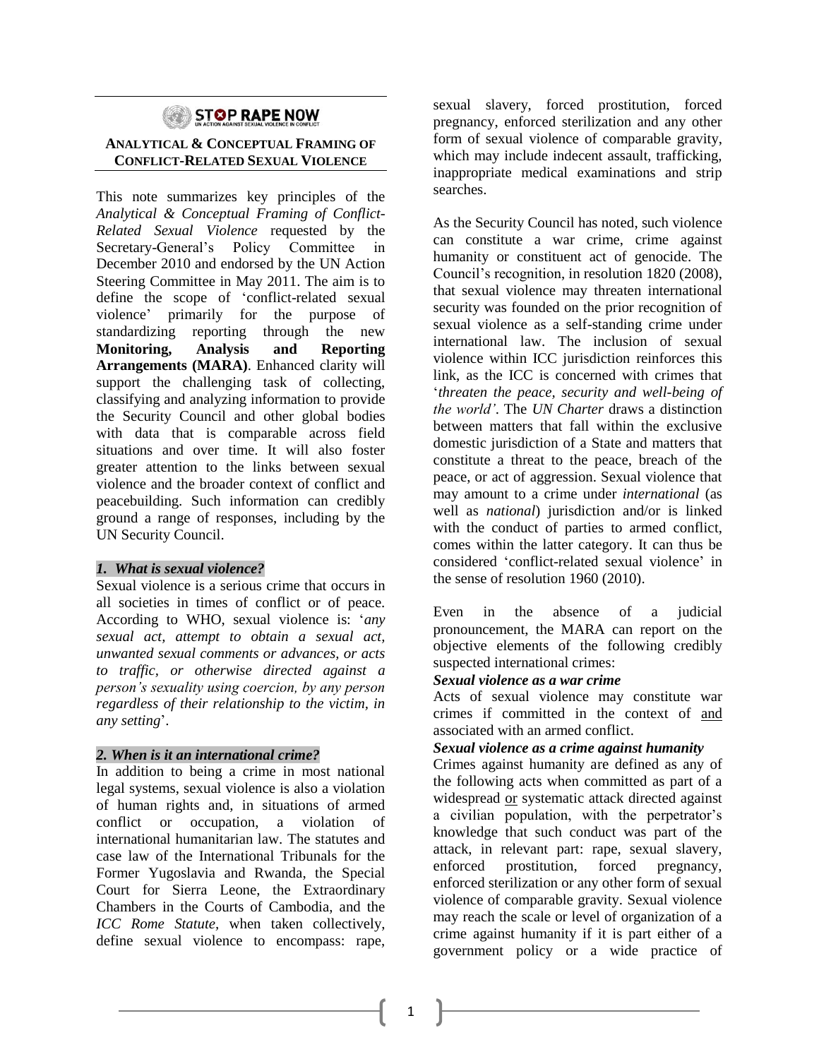STOP RAPE NOW — UN ACTION AGAINST SEXUAL VIOLENCE IN CONFLICT

# Analytical & Conceptual Framing of Conflict-Related Sexual Violence

This note summarizes key principles of the *Analytical & Conceptual Framing of Conflict-Related Sexual Violence* requested by the Secretary-General's Policy Committee in December 2010 and endorsed by the UN Action Steering Committee in May 2011. The aim is to define the scope of 'conflict-related sexual violence' primarily for the purpose of standardizing reporting through the new **Monitoring, Analysis and Reporting Arrangements (MARA)**. Enhanced clarity will support the challenging task of collecting, classifying and analyzing information to provide the Security Council and other global bodies with data that is comparable across field situations and over time. It will also foster greater attention to the links between sexual violence and the broader context of conflict and peacebuilding. Such information can credibly ground a range of responses, including by the UN Security Council.

## *1. What is sexual violence?*

Sexual violence is a serious crime that occurs in all societies in times of conflict or of peace. According to WHO, sexual violence is: '*any sexual act, attempt to obtain a sexual act, unwanted sexual comments or advances, or acts to traffic, or otherwise directed against a person's sexuality using coercion, by any person regardless of their relationship to the victim, in any setting*'.

## *2. When is it an international crime?*

In addition to being a crime in most national legal systems, sexual violence is also a violation of human rights and, in situations of armed conflict or occupation, a violation of international humanitarian law. The statutes and case law of the International Tribunals for the Former Yugoslavia and Rwanda, the Special Court for Sierra Leone, the Extraordinary Chambers in the Courts of Cambodia, and the *ICC Rome Statute*, when taken collectively, define sexual violence to encompass: rape, sexual slavery, forced prostitution, forced pregnancy, enforced sterilization and any other form of sexual violence of comparable gravity, which may include indecent assault, trafficking, inappropriate medical examinations and strip searches.

As the Security Council has noted, such violence can constitute a war crime, crime against humanity or constituent act of genocide. The Council's recognition, in resolution 1820 (2008), that sexual violence may threaten international security was founded on the prior recognition of sexual violence as a self-standing crime under international law. The inclusion of sexual violence within ICC jurisdiction reinforces this link, as the ICC is concerned with crimes that '*threaten the peace, security and well-being of the world'*. The *UN Charter* draws a distinction between matters that fall within the exclusive domestic jurisdiction of a State and matters that constitute a threat to the peace, breach of the peace, or act of aggression. Sexual violence that may amount to a crime under *international* (as well as *national*) jurisdiction and/or is linked with the conduct of parties to armed conflict, comes within the latter category. It can thus be considered 'conflict-related sexual violence' in the sense of resolution 1960 (2010).

Even in the absence of a judicial pronouncement, the MARA can report on the objective elements of the following credibly suspected international crimes:

### *Sexual violence as a war crime*

Acts of sexual violence may constitute war crimes if committed in the context of <u>and</u> associated with an armed conflict.

### *Sexual violence as a crime against humanity*

Crimes against humanity are defined as any of the following acts when committed as part of a widespread <u>or</u> systematic attack directed against a civilian population, with the perpetrator's knowledge that such conduct was part of the attack, in relevant part: rape, sexual slavery, enforced prostitution, forced pregnancy, enforced sterilization or any other form of sexual violence of comparable gravity. Sexual violence may reach the scale or level of organization of a crime against humanity if it is part either of a government policy or a wide practice of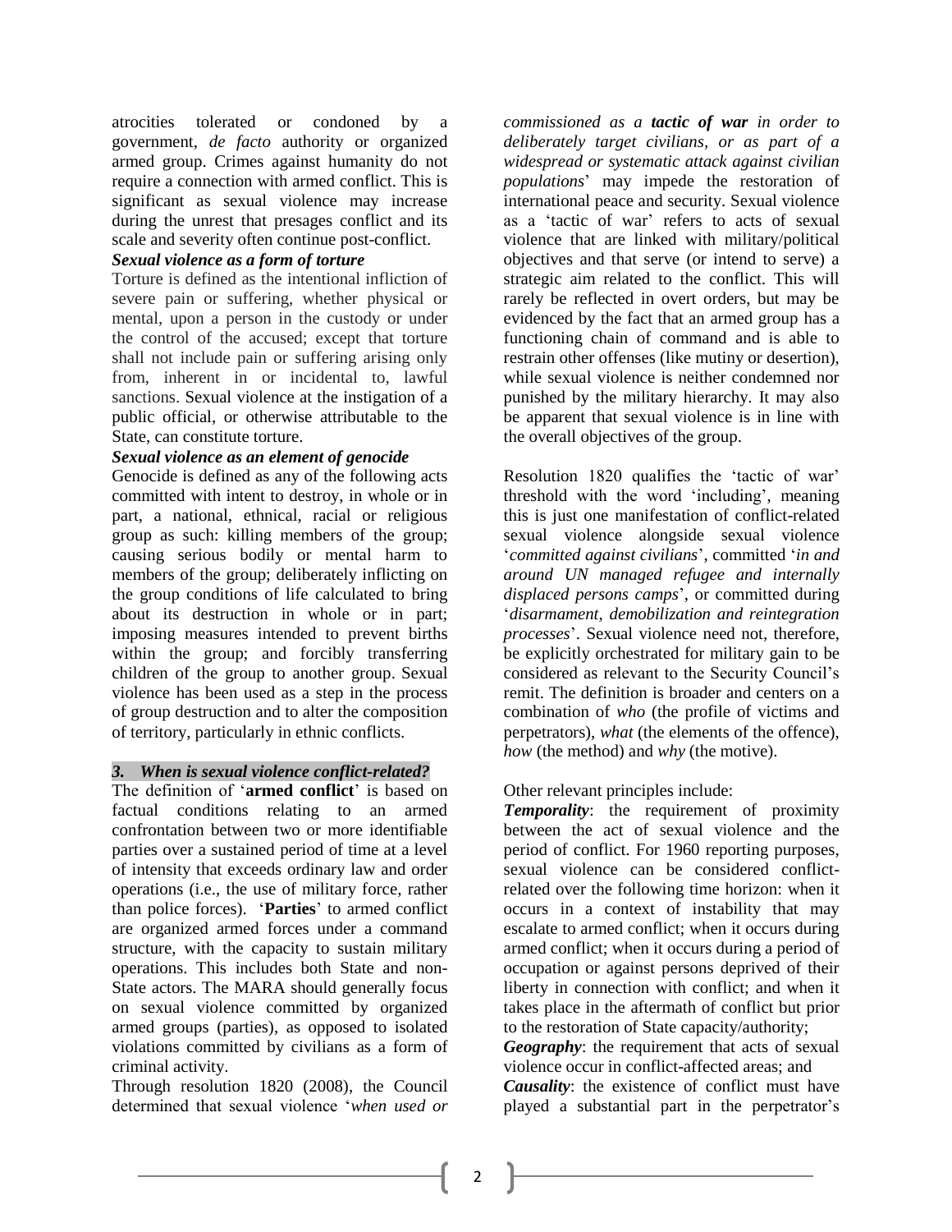atrocities tolerated or condoned by a government, *de facto* authority or organized armed group. Crimes against humanity do not require a connection with armed conflict. This is significant as sexual violence may increase during the unrest that presages conflict and its scale and severity often continue post-conflict.

***Sexual violence as a form of torture***

Torture is defined as the intentional infliction of severe pain or suffering, whether physical or mental, upon a person in the custody or under the control of the accused; except that torture shall not include pain or suffering arising only from, inherent in or incidental to, lawful sanctions. Sexual violence at the instigation of a public official, or otherwise attributable to the State, can constitute torture.

***Sexual violence as an element of genocide***

Genocide is defined as any of the following acts committed with intent to destroy, in whole or in part, a national, ethnical, racial or religious group as such: killing members of the group; causing serious bodily or mental harm to members of the group; deliberately inflicting on the group conditions of life calculated to bring about its destruction in whole or in part; imposing measures intended to prevent births within the group; and forcibly transferring children of the group to another group. Sexual violence has been used as a step in the process of group destruction and to alter the composition of territory, particularly in ethnic conflicts.

## *3. When is sexual violence conflict-related?*

The definition of '**armed conflict**' is based on factual conditions relating to an armed confrontation between two or more identifiable parties over a sustained period of time at a level of intensity that exceeds ordinary law and order operations (i.e., the use of military force, rather than police forces). '**Parties**' to armed conflict are organized armed forces under a command structure, with the capacity to sustain military operations. This includes both State and non-State actors. The MARA should generally focus on sexual violence committed by organized armed groups (parties), as opposed to isolated violations committed by civilians as a form of criminal activity.

Through resolution 1820 (2008), the Council determined that sexual violence '*when used or commissioned as a **tactic of war** in order to deliberately target civilians, or as part of a widespread or systematic attack against civilian populations*' may impede the restoration of international peace and security. Sexual violence as a 'tactic of war' refers to acts of sexual violence that are linked with military/political objectives and that serve (or intend to serve) a strategic aim related to the conflict. This will rarely be reflected in overt orders, but may be evidenced by the fact that an armed group has a functioning chain of command and is able to restrain other offenses (like mutiny or desertion), while sexual violence is neither condemned nor punished by the military hierarchy. It may also be apparent that sexual violence is in line with the overall objectives of the group.

Resolution 1820 qualifies the 'tactic of war' threshold with the word 'including', meaning this is just one manifestation of conflict-related sexual violence alongside sexual violence '*committed against civilians*', committed '*in and around UN managed refugee and internally displaced persons camps*', or committed during '*disarmament, demobilization and reintegration processes*'. Sexual violence need not, therefore, be explicitly orchestrated for military gain to be considered as relevant to the Security Council's remit. The definition is broader and centers on a combination of *who* (the profile of victims and perpetrators), *what* (the elements of the offence), *how* (the method) and *why* (the motive).

Other relevant principles include:

***Temporality***: the requirement of proximity between the act of sexual violence and the period of conflict. For 1960 reporting purposes, sexual violence can be considered conflict-related over the following time horizon: when it occurs in a context of instability that may escalate to armed conflict; when it occurs during armed conflict; when it occurs during a period of occupation or against persons deprived of their liberty in connection with conflict; and when it takes place in the aftermath of conflict but prior to the restoration of State capacity/authority;

***Geography***: the requirement that acts of sexual violence occur in conflict-affected areas; and

***Causality***: the existence of conflict must have played a substantial part in the perpetrator's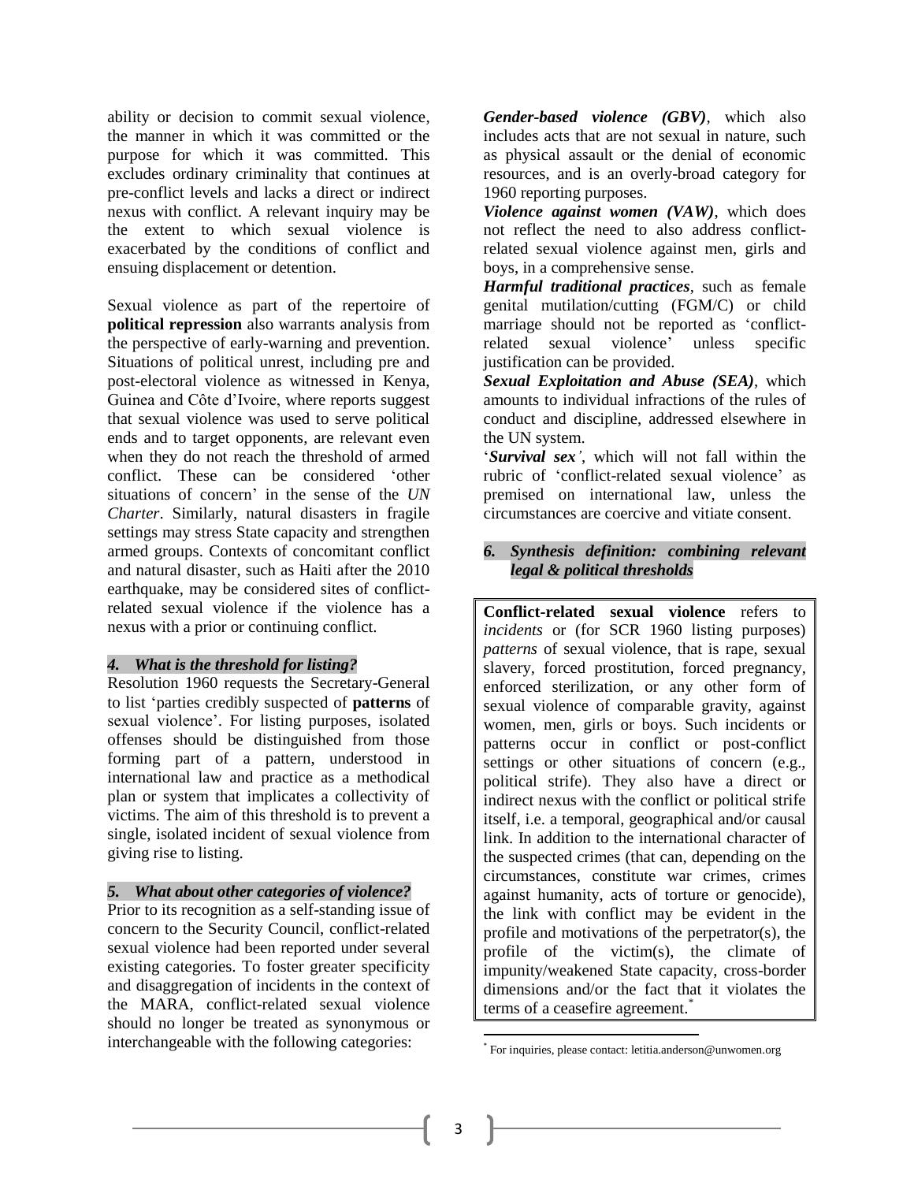ability or decision to commit sexual violence, the manner in which it was committed or the purpose for which it was committed. This excludes ordinary criminality that continues at pre-conflict levels and lacks a direct or indirect nexus with conflict. A relevant inquiry may be the extent to which sexual violence is exacerbated by the conditions of conflict and ensuing displacement or detention.

Sexual violence as part of the repertoire of **political repression** also warrants analysis from the perspective of early-warning and prevention. Situations of political unrest, including pre and post-electoral violence as witnessed in Kenya, Guinea and Côte d'Ivoire, where reports suggest that sexual violence was used to serve political ends and to target opponents, are relevant even when they do not reach the threshold of armed conflict. These can be considered 'other situations of concern' in the sense of the *UN Charter*. Similarly, natural disasters in fragile settings may stress State capacity and strengthen armed groups. Contexts of concomitant conflict and natural disaster, such as Haiti after the 2010 earthquake, may be considered sites of conflict-related sexual violence if the violence has a nexus with a prior or continuing conflict.

### *4. What is the threshold for listing?*

Resolution 1960 requests the Secretary-General to list 'parties credibly suspected of **patterns** of sexual violence'. For listing purposes, isolated offenses should be distinguished from those forming part of a pattern, understood in international law and practice as a methodical plan or system that implicates a collectivity of victims. The aim of this threshold is to prevent a single, isolated incident of sexual violence from giving rise to listing.

### *5. What about other categories of violence?*

Prior to its recognition as a self-standing issue of concern to the Security Council, conflict-related sexual violence had been reported under several existing categories. To foster greater specificity and disaggregation of incidents in the context of the MARA, conflict-related sexual violence should no longer be treated as synonymous or interchangeable with the following categories:

***Gender-based violence (GBV)***, which also includes acts that are not sexual in nature, such as physical assault or the denial of economic resources, and is an overly-broad category for 1960 reporting purposes.

***Violence against women (VAW)***, which does not reflect the need to also address conflict-related sexual violence against men, girls and boys, in a comprehensive sense.

***Harmful traditional practices***, such as female genital mutilation/cutting (FGM/C) or child marriage should not be reported as 'conflict-related sexual violence' unless specific justification can be provided.

***Sexual Exploitation and Abuse (SEA)***, which amounts to individual infractions of the rules of conduct and discipline, addressed elsewhere in the UN system.

'***Survival sex***', which will not fall within the rubric of 'conflict-related sexual violence' as premised on international law, unless the circumstances are coercive and vitiate consent.

### *6. Synthesis definition: combining relevant legal & political thresholds*

**Conflict-related sexual violence** refers to *incidents* or (for SCR 1960 listing purposes) *patterns* of sexual violence, that is rape, sexual slavery, forced prostitution, forced pregnancy, enforced sterilization, or any other form of sexual violence of comparable gravity, against women, men, girls or boys. Such incidents or patterns occur in conflict or post-conflict settings or other situations of concern (e.g., political strife). They also have a direct or indirect nexus with the conflict or political strife itself, i.e. a temporal, geographical and/or causal link. In addition to the international character of the suspected crimes (that can, depending on the circumstances, constitute war crimes, crimes against humanity, acts of torture or genocide), the link with conflict may be evident in the profile and motivations of the perpetrator(s), the profile of the victim(s), the climate of impunity/weakened State capacity, cross-border dimensions and/or the fact that it violates the terms of a ceasefire agreement.[*]

[*] For inquiries, please contact: letitia.anderson@unwomen.org